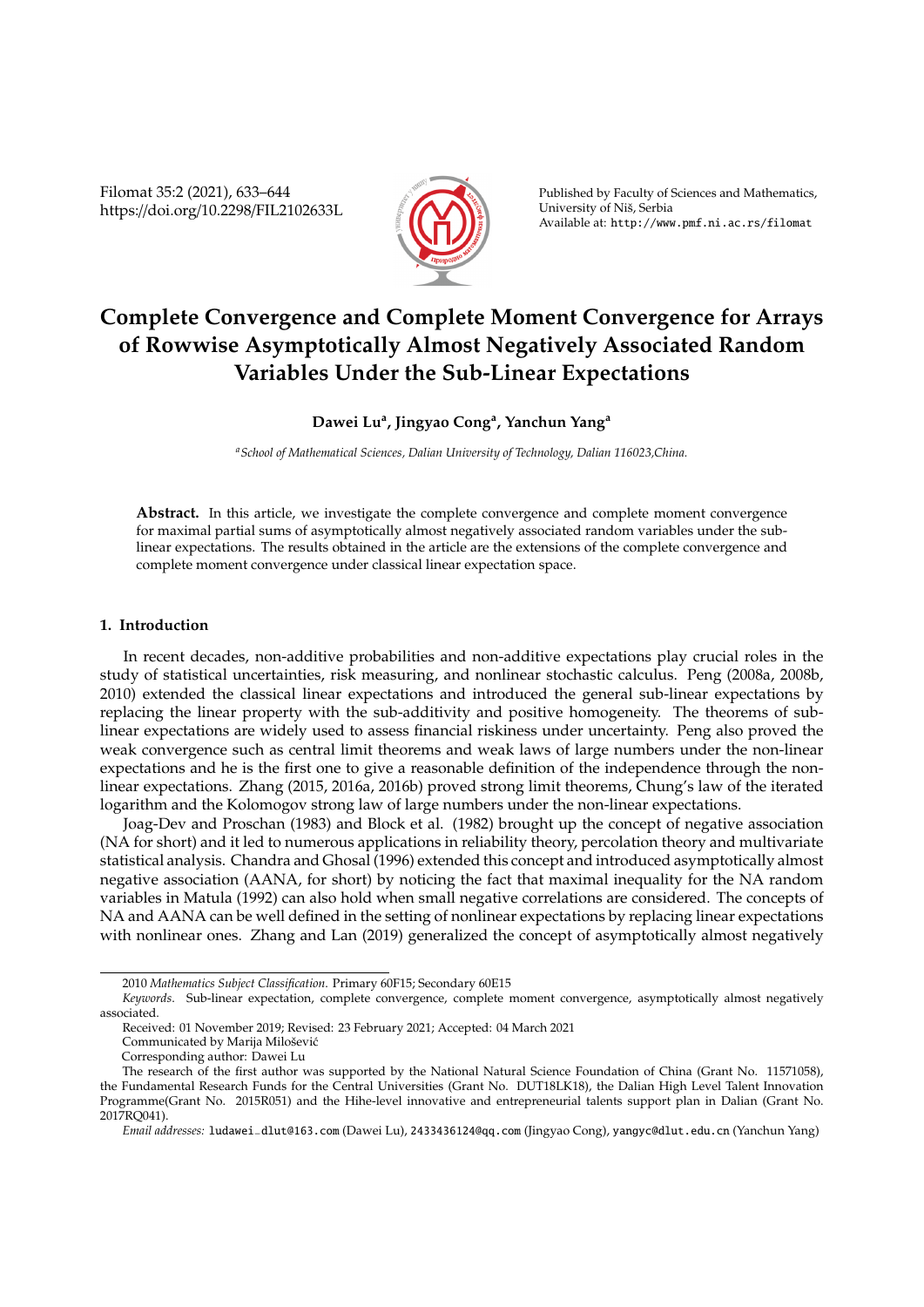# Complete Convergence and Complete Moment Convergence for Arrays of Rowwise Asymptotically Almost Negatively Associated Random Variables Under the Sub-Linear Expectations

**Dawei Lu[a], Jingyao Cong[a], Yanchun Yang[a]**

[a] *School of Mathematical Sciences, Dalian University of Technology, Dalian 116023,China.*

**Abstract.** In this article, we investigate the complete convergence and complete moment convergence for maximal partial sums of asymptotically almost negatively associated random variables under the sub-linear expectations. The results obtained in the article are the extensions of the complete convergence and complete moment convergence under classical linear expectation space.

## 1. Introduction

In recent decades, non-additive probabilities and non-additive expectations play crucial roles in the study of statistical uncertainties, risk measuring, and nonlinear stochastic calculus. Peng (2008a, 2008b, 2010) extended the classical linear expectations and introduced the general sub-linear expectations by replacing the linear property with the sub-additivity and positive homogeneity. The theorems of sub-linear expectations are widely used to assess financial riskiness under uncertainty. Peng also proved the weak convergence such as central limit theorems and weak laws of large numbers under the non-linear expectations and he is the first one to give a reasonable definition of the independence through the non-linear expectations. Zhang (2015, 2016a, 2016b) proved strong limit theorems, Chung's law of the iterated logarithm and the Kolomogov strong law of large numbers under the non-linear expectations.

Joag-Dev and Proschan (1983) and Block et al. (1982) brought up the concept of negative association (NA for short) and it led to numerous applications in reliability theory, percolation theory and multivariate statistical analysis. Chandra and Ghosal (1996) extended this concept and introduced asymptotically almost negative association (AANA, for short) by noticing the fact that maximal inequality for the NA random variables in Matula (1992) can also hold when small negative correlations are considered. The concepts of NA and AANA can be well defined in the setting of nonlinear expectations by replacing linear expectations with nonlinear ones. Zhang and Lan (2019) generalized the concept of asymptotically almost negatively

---

2010 *Mathematics Subject Classification.* Primary 60F15; Secondary 60E15

*Keywords.* Sub-linear expectation, complete convergence, complete moment convergence, asymptotically almost negatively associated.

Received: 01 November 2019; Revised: 23 February 2021; Accepted: 04 March 2021

Communicated by Marija Milošević

Corresponding author: Dawei Lu

The research of the first author was supported by the National Natural Science Foundation of China (Grant No. 11571058), the Fundamental Research Funds for the Central Universities (Grant No. DUT18LK18), the Dalian High Level Talent Innovation Programme(Grant No. 2015R051) and the Hihe-level innovative and entrepreneurial talents support plan in Dalian (Grant No. 2017RQ041).

*Email addresses:* ludawei_dlut@163.com (Dawei Lu), 2433436124@qq.com (Jingyao Cong), yangyc@dlut.edu.cn (Yanchun Yang)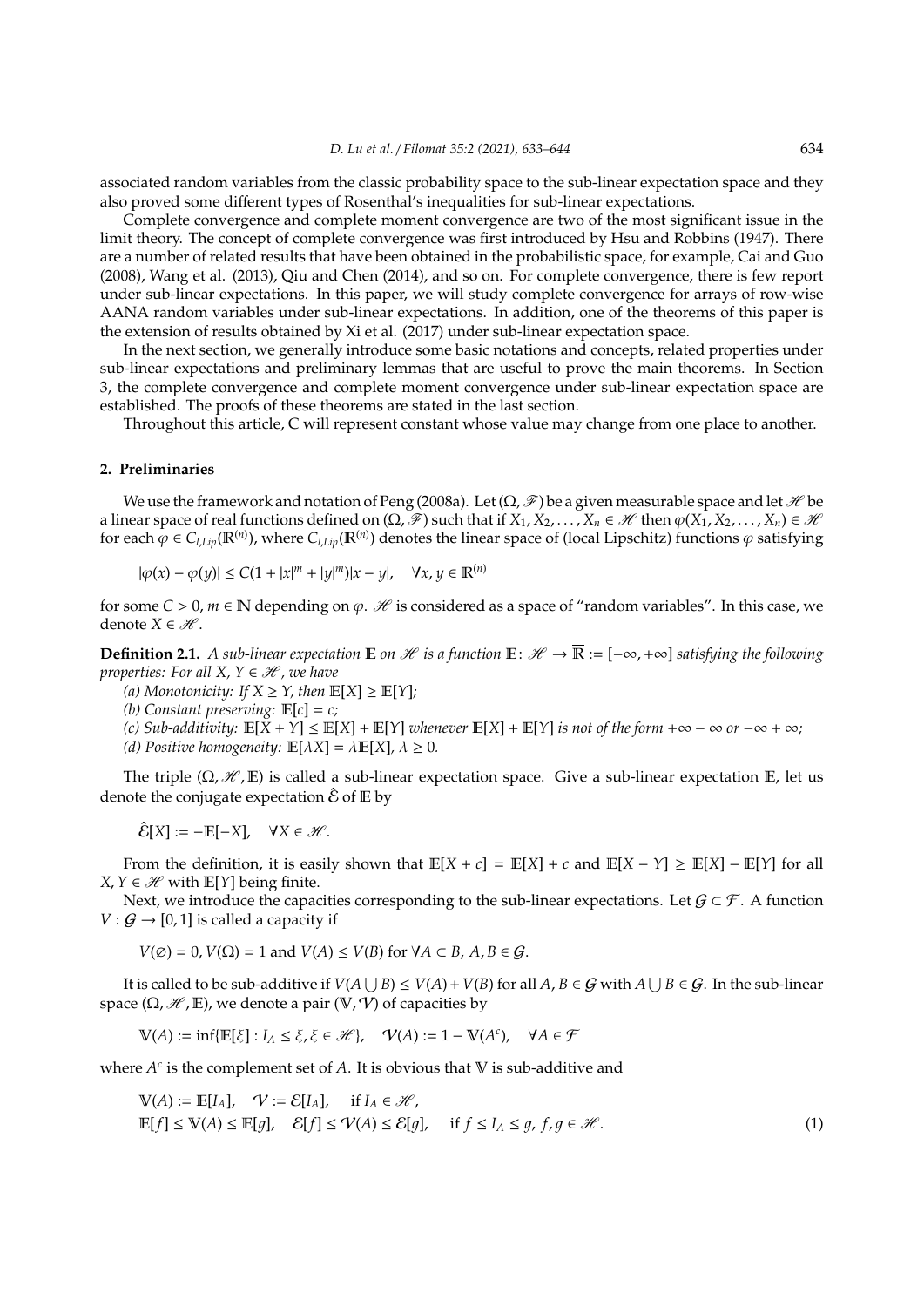associated random variables from the classic probability space to the sub-linear expectation space and they also proved some different types of Rosenthal's inequalities for sub-linear expectations.

Complete convergence and complete moment convergence are two of the most significant issue in the limit theory. The concept of complete convergence was first introduced by Hsu and Robbins (1947). There are a number of related results that have been obtained in the probabilistic space, for example, Cai and Guo (2008), Wang et al. (2013), Qiu and Chen (2014), and so on. For complete convergence, there is few report under sub-linear expectations. In this paper, we will study complete convergence for arrays of row-wise AANA random variables under sub-linear expectations. In addition, one of the theorems of this paper is the extension of results obtained by Xi et al. (2017) under sub-linear expectation space.

In the next section, we generally introduce some basic notations and concepts, related properties under sub-linear expectations and preliminary lemmas that are useful to prove the main theorems. In Section 3, the complete convergence and complete moment convergence under sub-linear expectation space are established. The proofs of these theorems are stated in the last section.

Throughout this article, C will represent constant whose value may change from one place to another.

## 2. Preliminaries

We use the framework and notation of Peng (2008a). Let $(\Omega, \mathscr{F})$ be a given measurable space and let $\mathscr{H}$ be a linear space of real functions defined on $(\Omega, \mathscr{F})$ such that if $X_1, X_2, \ldots, X_n \in \mathscr{H}$ then $\varphi(X_1, X_2, \ldots, X_n) \in \mathscr{H}$ for each $\varphi \in C_{l,Lip}(\mathbb{R}^{(n)})$, where $C_{l,Lip}(\mathbb{R}^{(n)})$ denotes the linear space of (local Lipschitz) functions $\varphi$ satisfying

$$|\varphi(x) - \varphi(y)| \leq C(1 + |x|^m + |y|^m)|x - y|, \quad \forall x, y \in \mathbb{R}^{(n)}$$

for some $C > 0$, $m \in \mathbb{N}$ depending on $\varphi$. $\mathscr{H}$ is considered as a space of "random variables". In this case, we denote $X \in \mathscr{H}$.

**Definition 2.1.** *A sub-linear expectation $\mathbb{E}$ on $\mathscr{H}$ is a function $\mathbb{E}\colon \mathscr{H} \to \overline{\mathbb{R}} := [-\infty, +\infty]$ satisfying the following properties: For all $X, Y \in \mathscr{H}$, we have*

*(a) Monotonicity: If $X \geq Y$, then $\mathbb{E}[X] \geq \mathbb{E}[Y]$;*

*(b) Constant preserving: $\mathbb{E}[c] = c$;*

*(c) Sub-additivity: $\mathbb{E}[X + Y] \leq \mathbb{E}[X] + \mathbb{E}[Y]$ whenever $\mathbb{E}[X] + \mathbb{E}[Y]$ is not of the form $+\infty - \infty$ or $-\infty + \infty$;*

*(d) Positive homogeneity: $\mathbb{E}[\lambda X] = \lambda \mathbb{E}[X]$, $\lambda \geq 0$.*

The triple $(\Omega, \mathscr{H}, \mathbb{E})$ is called a sub-linear expectation space. Give a sub-linear expectation $\mathbb{E}$, let us denote the conjugate expectation $\hat{\mathcal{E}}$ of $\mathbb{E}$ by

$$\hat{\mathcal{E}}[X] := -\mathbb{E}[-X], \quad \forall X \in \mathscr{H}.$$

From the definition, it is easily shown that $\mathbb{E}[X + c] = \mathbb{E}[X] + c$ and $\mathbb{E}[X - Y] \geq \mathbb{E}[X] - \mathbb{E}[Y]$ for all $X, Y \in \mathscr{H}$ with $\mathbb{E}[Y]$ being finite.

Next, we introduce the capacities corresponding to the sub-linear expectations. Let $\mathcal{G} \subset \mathcal{F}$. A function $V : \mathcal{G} \to [0, 1]$ is called a capacity if

$$V(\emptyset) = 0, V(\Omega) = 1 \text{ and } V(A) \leq V(B) \text{ for } \forall A \subset B,\ A, B \in \mathcal{G}.$$

It is called to be sub-additive if $V(A \bigcup B) \leq V(A) + V(B)$ for all $A, B \in \mathcal{G}$ with $A \bigcup B \in \mathcal{G}$. In the sub-linear space $(\Omega, \mathscr{H}, \mathbb{E})$, we denote a pair $(\mathbb{V}, \mathcal{V})$ of capacities by

$$\mathbb{V}(A) := \inf\{\mathbb{E}[\xi] : I_A \leq \xi, \xi \in \mathscr{H}\}, \quad \mathcal{V}(A) := 1 - \mathbb{V}(A^c), \quad \forall A \in \mathcal{F}$$

where $A^c$ is the complement set of $A$. It is obvious that $\mathbb{V}$ is sub-additive and

$$\begin{aligned} &\mathbb{V}(A) := \mathbb{E}[I_A], \quad \mathcal{V} := \mathcal{E}[I_A], \quad \text{if } I_A \in \mathscr{H}, \\ &\mathbb{E}[f] \leq \mathbb{V}(A) \leq \mathbb{E}[g], \quad \mathcal{E}[f] \leq \mathcal{V}(A) \leq \mathcal{E}[g], \quad \text{if } f \leq I_A \leq g,\ f, g \in \mathscr{H}. \end{aligned} \tag{1}$$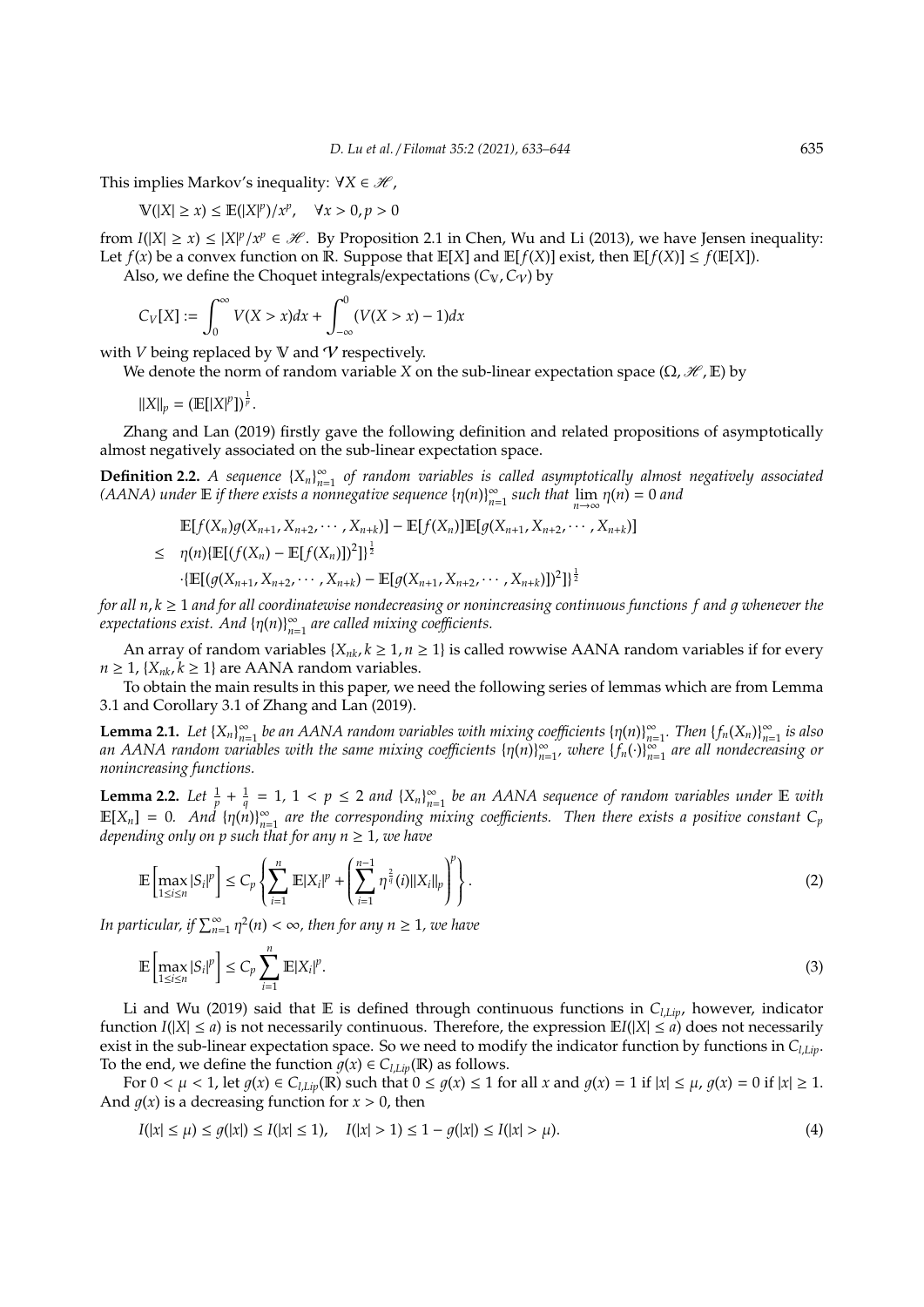This implies Markov's inequality: $\forall X \in \mathscr{H}$,

$$\mathbb{V}(|X| \geq x) \leq \mathbb{E}(|X|^p)/x^p, \quad \forall x > 0, p > 0$$

from $I(|X| \geq x) \leq |X|^p/x^p \in \mathscr{H}$. By Proposition 2.1 in Chen, Wu and Li (2013), we have Jensen inequality: Let $f(x)$ be a convex function on $\mathbb{R}$. Suppose that $\mathbb{E}[X]$ and $\mathbb{E}[f(X)]$ exist, then $\mathbb{E}[f(X)] \leq f(\mathbb{E}[X])$.

Also, we define the Choquet integrals/expectations $(C_{\mathbb{V}}, C_{\mathcal{V}})$ by

$$C_V[X] := \int_0^\infty V(X > x)dx + \int_{-\infty}^0 (V(X > x) - 1)dx$$

with $V$ being replaced by $\mathbb{V}$ and $\mathcal{V}$ respectively.

We denote the norm of random variable $X$ on the sub-linear expectation space $(\Omega, \mathscr{H}, \mathbb{E})$ by

$$\|X\|_p = (\mathbb{E}[|X|^p])^{\frac{1}{p}}.$$

Zhang and Lan (2019) firstly gave the following definition and related propositions of asymptotically almost negatively associated on the sub-linear expectation space.

**Definition 2.2.** *A sequence $\{X_n\}_{n=1}^\infty$ of random variables is called asymptotically almost negatively associated (AANA) under $\mathbb{E}$ if there exists a nonnegative sequence $\{\eta(n)\}_{n=1}^\infty$ such that $\lim_{n\to\infty} \eta(n) = 0$ and*

$$\begin{aligned}
&\mathbb{E}[f(X_n)g(X_{n+1}, X_{n+2}, \cdots, X_{n+k})] - \mathbb{E}[f(X_n)]\mathbb{E}[g(X_{n+1}, X_{n+2}, \cdots, X_{n+k})] \\
\leq\ &\eta(n)\{\mathbb{E}[(f(X_n) - \mathbb{E}[f(X_n)])^2]\}^{\frac{1}{2}} \\
&\cdot\{\mathbb{E}[(g(X_{n+1}, X_{n+2}, \cdots, X_{n+k}) - \mathbb{E}[g(X_{n+1}, X_{n+2}, \cdots, X_{n+k})])^2]\}^{\frac{1}{2}}
\end{aligned}$$

*for all $n, k \geq 1$ and for all coordinatewise nondecreasing or nonincreasing continuous functions $f$ and $g$ whenever the expectations exist. And $\{\eta(n)\}_{n=1}^\infty$ are called mixing coefficients.*

An array of random variables $\{X_{nk}, k \geq 1, n \geq 1\}$ is called rowwise AANA random variables if for every $n \geq 1$, $\{X_{nk}, k \geq 1\}$ are AANA random variables.

To obtain the main results in this paper, we need the following series of lemmas which are from Lemma 3.1 and Corollary 3.1 of Zhang and Lan (2019).

**Lemma 2.1.** *Let $\{X_n\}_{n=1}^\infty$ be an AANA random variables with mixing coefficients $\{\eta(n)\}_{n=1}^\infty$. Then $\{f_n(X_n)\}_{n=1}^\infty$ is also an AANA random variables with the same mixing coefficients $\{\eta(n)\}_{n=1}^\infty$, where $\{f_n(\cdot)\}_{n=1}^\infty$ are all nondecreasing or nonincreasing functions.*

**Lemma 2.2.** *Let $\frac{1}{p} + \frac{1}{q} = 1$, $1 < p \leq 2$ and $\{X_n\}_{n=1}^\infty$ be an AANA sequence of random variables under $\mathbb{E}$ with $\mathbb{E}[X_n] = 0$. And $\{\eta(n)\}_{n=1}^\infty$ are the corresponding mixing coefficients. Then there exists a positive constant $C_p$ depending only on $p$ such that for any $n \geq 1$, we have*

$$\mathbb{E}\left[\max_{1\leq i\leq n} |S_i|^p\right] \leq C_p \left\{\sum_{i=1}^n \mathbb{E}|X_i|^p + \left(\sum_{i=1}^{n-1} \eta^{\frac{2}{q}}(i)\|X_i\|_p\right)^p\right\}. \tag{2}$$

*In particular, if $\sum_{n=1}^\infty \eta^2(n) < \infty$, then for any $n \geq 1$, we have*

$$\mathbb{E}\left[\max_{1\leq i\leq n} |S_i|^p\right] \leq C_p \sum_{i=1}^n \mathbb{E}|X_i|^p. \tag{3}$$

Li and Wu (2019) said that $\mathbb{E}$ is defined through continuous functions in $C_{l,Lip}$, however, indicator function $I(|X| \leq a)$ is not necessarily continuous. Therefore, the expression $\mathbb{E}I(|X| \leq a)$ does not necessarily exist in the sub-linear expectation space. So we need to modify the indicator function by functions in $C_{l,Lip}$. To the end, we define the function $g(x) \in C_{l,Lip}(\mathbb{R})$ as follows.

For $0 < \mu < 1$, let $g(x) \in C_{l,Lip}(\mathbb{R})$ such that $0 \leq g(x) \leq 1$ for all $x$ and $g(x) = 1$ if $|x| \leq \mu$, $g(x) = 0$ if $|x| \geq 1$. And $g(x)$ is a decreasing function for $x > 0$, then

$$I(|x| \leq \mu) \leq g(|x|) \leq I(|x| \leq 1), \quad I(|x| > 1) \leq 1 - g(|x|) \leq I(|x| > \mu). \tag{4}$$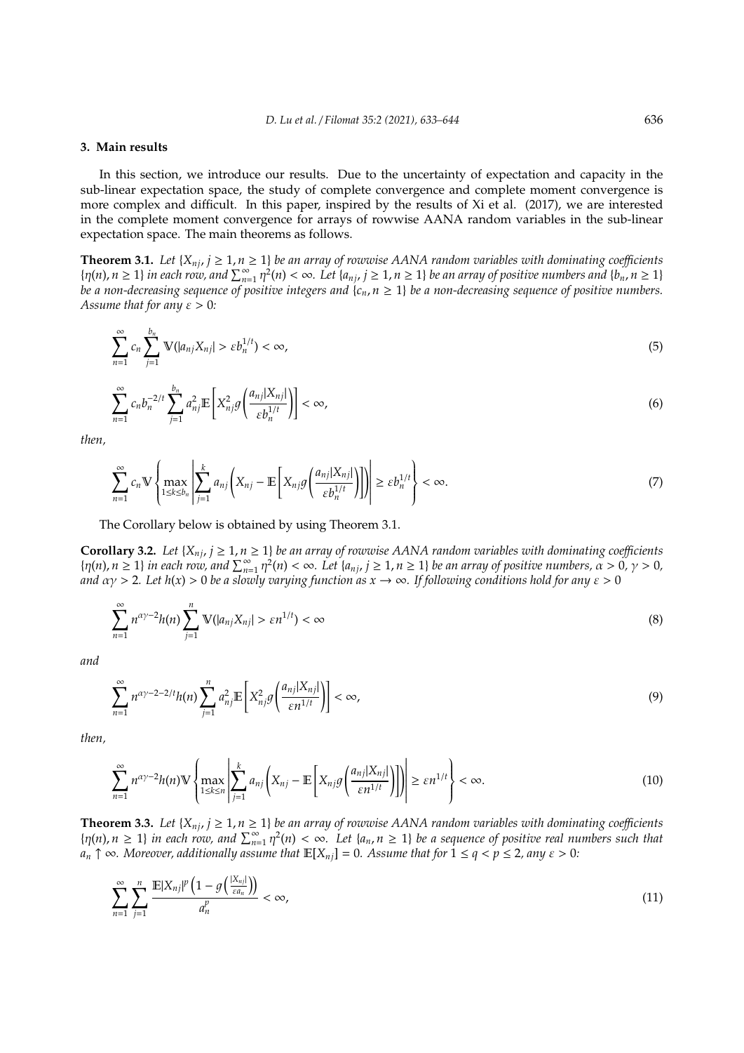## 3. Main results

In this section, we introduce our results. Due to the uncertainty of expectation and capacity in the sub-linear expectation space, the study of complete convergence and complete moment convergence is more complex and difficult. In this paper, inspired by the results of Xi et al. (2017), we are interested in the complete moment convergence for arrays of rowwise AANA random variables in the sub-linear expectation space. The main theorems as follows.

**Theorem 3.1.** *Let $\{X_{nj}, j \geq 1, n \geq 1\}$ be an array of rowwise AANA random variables with dominating coefficients $\{\eta(n), n \geq 1\}$ in each row, and $\sum_{n=1}^{\infty} \eta^2(n) < \infty$. Let $\{a_{nj}, j \geq 1, n \geq 1\}$ be an array of positive numbers and $\{b_n, n \geq 1\}$ be a non-decreasing sequence of positive integers and $\{c_n, n \geq 1\}$ be a non-decreasing sequence of positive numbers. Assume that for any $\varepsilon > 0$:*

$$\sum_{n=1}^{\infty} c_n \sum_{j=1}^{b_n} \mathbb{V}(|a_{nj}X_{nj}| > \varepsilon b_n^{1/t}) < \infty, \tag{5}$$

$$\sum_{n=1}^{\infty} c_n b_n^{-2/t} \sum_{j=1}^{b_n} a_{nj}^2 \mathbb{E}\left[X_{nj}^2 g\left(\frac{a_{nj}|X_{nj}|}{\varepsilon b_n^{1/t}}\right)\right] < \infty, \tag{6}$$

*then,*

$$\sum_{n=1}^{\infty} c_n \mathbb{V}\left\{\max_{1 \leq k \leq b_n} \left|\sum_{j=1}^{k} a_{nj}\left(X_{nj} - \mathbb{E}\left[X_{nj} g\left(\frac{a_{nj}|X_{nj}|}{\varepsilon b_n^{1/t}}\right)\right]\right)\right| \geq \varepsilon b_n^{1/t}\right\} < \infty. \tag{7}$$

The Corollary below is obtained by using Theorem 3.1.

**Corollary 3.2.** *Let $\{X_{nj}, j \geq 1, n \geq 1\}$ be an array of rowwise AANA random variables with dominating coefficients $\{\eta(n), n \geq 1\}$ in each row, and $\sum_{n=1}^{\infty} \eta^2(n) < \infty$. Let $\{a_{nj}, j \geq 1, n \geq 1\}$ be an array of positive numbers, $\alpha > 0$, $\gamma > 0$, and $\alpha\gamma > 2$. Let $h(x) > 0$ be a slowly varying function as $x \to \infty$. If following conditions hold for any $\varepsilon > 0$*

$$\sum_{n=1}^{\infty} n^{\alpha\gamma-2} h(n) \sum_{j=1}^{n} \mathbb{V}(|a_{nj}X_{nj}| > \varepsilon n^{1/t}) < \infty \tag{8}$$

*and*

$$\sum_{n=1}^{\infty} n^{\alpha\gamma-2-2/t} h(n) \sum_{j=1}^{n} a_{nj}^2 \mathbb{E}\left[X_{nj}^2 g\left(\frac{a_{nj}|X_{nj}|}{\varepsilon n^{1/t}}\right)\right] < \infty, \tag{9}$$

*then,*

$$\sum_{n=1}^{\infty} n^{\alpha\gamma-2} h(n) \mathbb{V}\left\{\max_{1 \leq k \leq n} \left|\sum_{j=1}^{k} a_{nj}\left(X_{nj} - \mathbb{E}\left[X_{nj} g\left(\frac{a_{nj}|X_{nj}|}{\varepsilon n^{1/t}}\right)\right]\right)\right| \geq \varepsilon n^{1/t}\right\} < \infty. \tag{10}$$

**Theorem 3.3.** *Let $\{X_{nj}, j \geq 1, n \geq 1\}$ be an array of rowwise AANA random variables with dominating coefficients $\{\eta(n), n \geq 1\}$ in each row, and $\sum_{n=1}^{\infty} \eta^2(n) < \infty$. Let $\{a_n, n \geq 1\}$ be a sequence of positive real numbers such that $a_n \uparrow \infty$. Moreover, additionally assume that $\mathbb{E}[X_{nj}] = 0$. Assume that for $1 \leq q < p \leq 2$, any $\varepsilon > 0$:*

$$\sum_{n=1}^{\infty} \sum_{j=1}^{n} \frac{\mathbb{E}|X_{nj}|^p \left(1 - g\left(\frac{|X_{nj}|}{\varepsilon a_n}\right)\right)}{a_n^p} < \infty, \tag{11}$$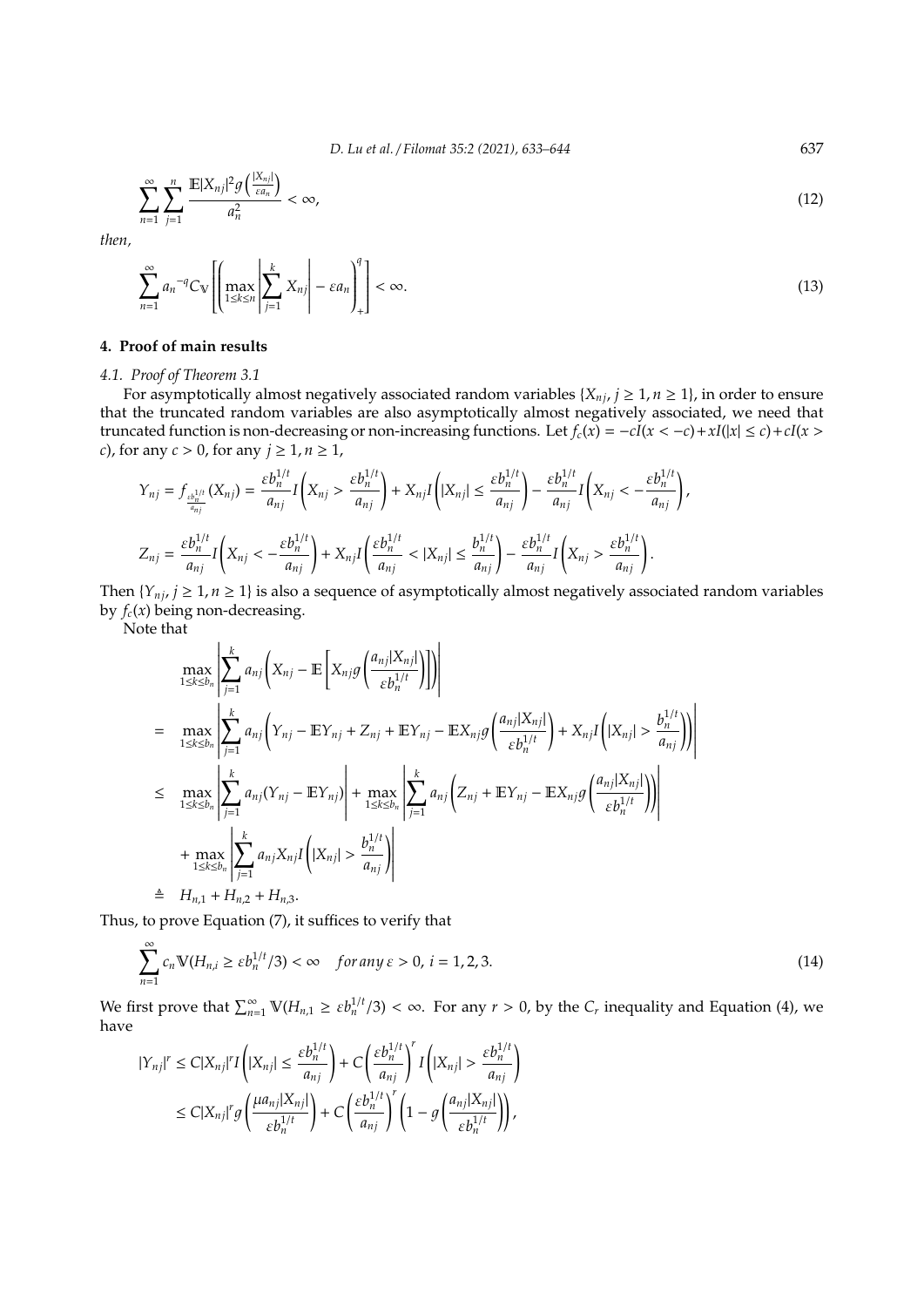$$\sum_{n=1}^{\infty}\sum_{j=1}^{n}\frac{\mathbb{E}|X_{nj}|^2 g\left(\frac{|X_{nj}|}{\varepsilon a_n}\right)}{a_n^2}<\infty, \tag{12}$$

*then,*

$$\sum_{n=1}^{\infty} a_n{}^{-q} C_{\mathbb{V}}\left[\left(\max_{1\le k\le n}\left|\sum_{j=1}^{k} X_{nj}\right|-\varepsilon a_n\right)_+^q\right]<\infty. \tag{13}$$

## 4. Proof of main results

### *4.1. Proof of Theorem 3.1*

For asymptotically almost negatively associated random variables $\{X_{nj}, j\ge 1, n\ge 1\}$, in order to ensure that the truncated random variables are also asymptotically almost negatively associated, we need that truncated function is non-decreasing or non-increasing functions. Let $f_c(x) = -cI(x<-c)+xI(|x|\le c)+cI(x>c)$, for any $c>0$, for any $j\ge 1, n\ge 1$,

$$Y_{nj} = f_{\frac{\varepsilon b_n^{1/t}}{a_{nj}}}(X_{nj}) = \frac{\varepsilon b_n^{1/t}}{a_{nj}} I\left(X_{nj} > \frac{\varepsilon b_n^{1/t}}{a_{nj}}\right) + X_{nj} I\left(|X_{nj}| \le \frac{\varepsilon b_n^{1/t}}{a_{nj}}\right) - \frac{\varepsilon b_n^{1/t}}{a_{nj}} I\left(X_{nj} < -\frac{\varepsilon b_n^{1/t}}{a_{nj}}\right),$$

$$Z_{nj} = \frac{\varepsilon b_n^{1/t}}{a_{nj}} I\left(X_{nj} < -\frac{\varepsilon b_n^{1/t}}{a_{nj}}\right) + X_{nj} I\left(\frac{\varepsilon b_n^{1/t}}{a_{nj}} < |X_{nj}| \le \frac{b_n^{1/t}}{a_{nj}}\right) - \frac{\varepsilon b_n^{1/t}}{a_{nj}} I\left(X_{nj} > \frac{\varepsilon b_n^{1/t}}{a_{nj}}\right).$$

Then $\{Y_{nj}, j\ge 1, n\ge 1\}$ is also a sequence of asymptotically almost negatively associated random variables by $f_c(x)$ being non-decreasing.

Note that

$$\begin{aligned}
&\max_{1\le k\le b_n}\left|\sum_{j=1}^{k} a_{nj}\left(X_{nj} - \mathbb{E}\left[X_{nj} g\left(\frac{a_{nj}|X_{nj}|}{\varepsilon b_n^{1/t}}\right)\right]\right)\right| \\
=\ & \max_{1\le k\le b_n}\left|\sum_{j=1}^{k} a_{nj}\left(Y_{nj} - \mathbb{E}Y_{nj} + Z_{nj} + \mathbb{E}Y_{nj} - \mathbb{E}X_{nj} g\left(\frac{a_{nj}|X_{nj}|}{\varepsilon b_n^{1/t}}\right) + X_{nj} I\left(|X_{nj}| > \frac{b_n^{1/t}}{a_{nj}}\right)\right)\right| \\
\le\ & \max_{1\le k\le b_n}\left|\sum_{j=1}^{k} a_{nj}(Y_{nj} - \mathbb{E}Y_{nj})\right| + \max_{1\le k\le b_n}\left|\sum_{j=1}^{k} a_{nj}\left(Z_{nj} + \mathbb{E}Y_{nj} - \mathbb{E}X_{nj} g\left(\frac{a_{nj}|X_{nj}|}{\varepsilon b_n^{1/t}}\right)\right)\right| \\
& + \max_{1\le k\le b_n}\left|\sum_{j=1}^{k} a_{nj} X_{nj} I\left(|X_{nj}| > \frac{b_n^{1/t}}{a_{nj}}\right)\right| \\
\triangleq\ & H_{n,1} + H_{n,2} + H_{n,3}.
\end{aligned}$$

Thus, to prove Equation (7), it suffices to verify that

$$\sum_{n=1}^{\infty} c_n \mathbb{V}(H_{n,i} \ge \varepsilon b_n^{1/t}/3) < \infty \quad \textit{for any } \varepsilon > 0,\ i = 1,2,3. \tag{14}$$

We first prove that $\sum_{n=1}^{\infty} \mathbb{V}(H_{n,1} \ge \varepsilon b_n^{1/t}/3) < \infty$. For any $r>0$, by the $C_r$ inequality and Equation (4), we have

$$\begin{aligned}
|Y_{nj}|^r &\le C|X_{nj}|^r I\left(|X_{nj}| \le \frac{\varepsilon b_n^{1/t}}{a_{nj}}\right) + C\left(\frac{\varepsilon b_n^{1/t}}{a_{nj}}\right)^r I\left(|X_{nj}| > \frac{\varepsilon b_n^{1/t}}{a_{nj}}\right) \\
&\le C|X_{nj}|^r g\left(\frac{\mu a_{nj}|X_{nj}|}{\varepsilon b_n^{1/t}}\right) + C\left(\frac{\varepsilon b_n^{1/t}}{a_{nj}}\right)^r \left(1 - g\left(\frac{a_{nj}|X_{nj}|}{\varepsilon b_n^{1/t}}\right)\right),
\end{aligned}$$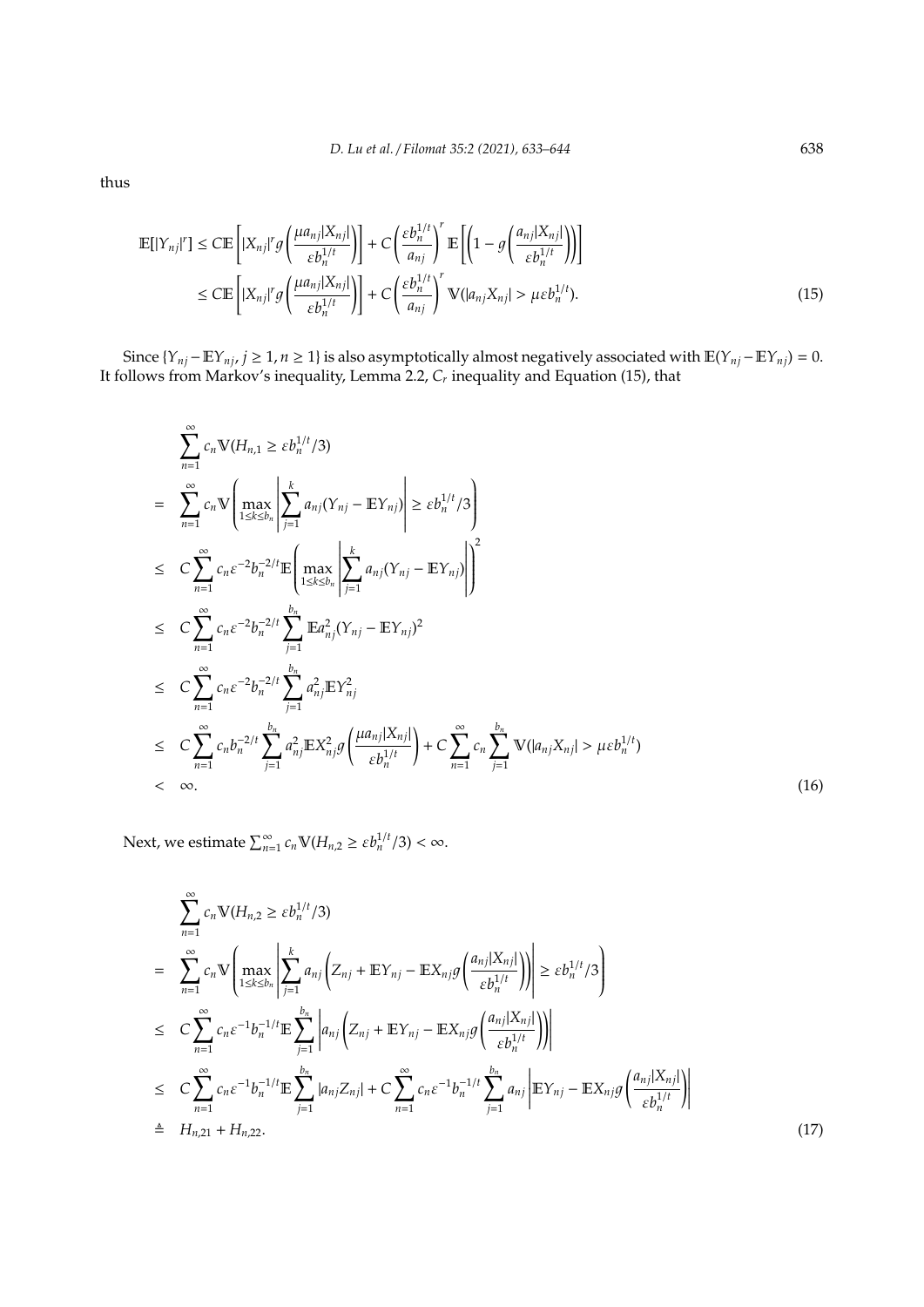thus

$$\mathbb{E}[|Y_{nj}|^r] \leq C\mathbb{E}\left[|X_{nj}|^r g\left(\frac{\mu a_{nj}|X_{nj}|}{\varepsilon b_n^{1/t}}\right)\right] + C\left(\frac{\varepsilon b_n^{1/t}}{a_{nj}}\right)^r \mathbb{E}\left[\left(1 - g\left(\frac{a_{nj}|X_{nj}|}{\varepsilon b_n^{1/t}}\right)\right)\right]$$
$$\leq C\mathbb{E}\left[|X_{nj}|^r g\left(\frac{\mu a_{nj}|X_{nj}|}{\varepsilon b_n^{1/t}}\right)\right] + C\left(\frac{\varepsilon b_n^{1/t}}{a_{nj}}\right)^r \mathbb{V}(|a_{nj}X_{nj}| > \mu\varepsilon b_n^{1/t}). \tag{15}$$

Since $\{Y_{nj} - \mathbb{E}Y_{nj}, j \geq 1, n \geq 1\}$ is also asymptotically almost negatively associated with $\mathbb{E}(Y_{nj} - \mathbb{E}Y_{nj}) = 0$. It follows from Markov's inequality, Lemma 2.2, $C_r$ inequality and Equation (15), that

$$\begin{aligned}
& \sum_{n=1}^{\infty} c_n \mathbb{V}(H_{n,1} \geq \varepsilon b_n^{1/t}/3) \\
= \; & \sum_{n=1}^{\infty} c_n \mathbb{V}\left(\max_{1\leq k\leq b_n}\left|\sum_{j=1}^{k} a_{nj}(Y_{nj} - \mathbb{E}Y_{nj})\right| \geq \varepsilon b_n^{1/t}/3\right) \\
\leq \; & C\sum_{n=1}^{\infty} c_n \varepsilon^{-2} b_n^{-2/t} \mathbb{E}\left(\max_{1\leq k\leq b_n}\left|\sum_{j=1}^{k} a_{nj}(Y_{nj} - \mathbb{E}Y_{nj})\right|\right)^2 \\
\leq \; & C\sum_{n=1}^{\infty} c_n \varepsilon^{-2} b_n^{-2/t} \sum_{j=1}^{b_n} \mathbb{E}a_{nj}^2 (Y_{nj} - \mathbb{E}Y_{nj})^2 \\
\leq \; & C\sum_{n=1}^{\infty} c_n \varepsilon^{-2} b_n^{-2/t} \sum_{j=1}^{b_n} a_{nj}^2 \mathbb{E}Y_{nj}^2 \\
\leq \; & C\sum_{n=1}^{\infty} c_n b_n^{-2/t} \sum_{j=1}^{b_n} a_{nj}^2 \mathbb{E}X_{nj}^2 g\left(\frac{\mu a_{nj}|X_{nj}|}{\varepsilon b_n^{1/t}}\right) + C\sum_{n=1}^{\infty} c_n \sum_{j=1}^{b_n} \mathbb{V}(|a_{nj}X_{nj}| > \mu\varepsilon b_n^{1/t}) \\
< \; & \infty.
\end{aligned} \tag{16}$$

Next, we estimate $\sum_{n=1}^{\infty} c_n \mathbb{V}(H_{n,2} \geq \varepsilon b_n^{1/t}/3) < \infty$.

$$\begin{aligned}
& \sum_{n=1}^{\infty} c_n \mathbb{V}(H_{n,2} \geq \varepsilon b_n^{1/t}/3) \\
= \; & \sum_{n=1}^{\infty} c_n \mathbb{V}\left(\max_{1\leq k\leq b_n}\left|\sum_{j=1}^{k} a_{nj}\left(Z_{nj} + \mathbb{E}Y_{nj} - \mathbb{E}X_{nj} g\left(\frac{a_{nj}|X_{nj}|}{\varepsilon b_n^{1/t}}\right)\right)\right| \geq \varepsilon b_n^{1/t}/3\right) \\
\leq \; & C\sum_{n=1}^{\infty} c_n \varepsilon^{-1} b_n^{-1/t} \mathbb{E}\sum_{j=1}^{b_n}\left|a_{nj}\left(Z_{nj} + \mathbb{E}Y_{nj} - \mathbb{E}X_{nj} g\left(\frac{a_{nj}|X_{nj}|}{\varepsilon b_n^{1/t}}\right)\right)\right| \\
\leq \; & C\sum_{n=1}^{\infty} c_n \varepsilon^{-1} b_n^{-1/t} \mathbb{E}\sum_{j=1}^{b_n} |a_{nj}Z_{nj}| + C\sum_{n=1}^{\infty} c_n \varepsilon^{-1} b_n^{-1/t} \sum_{j=1}^{b_n} a_{nj}\left|\mathbb{E}Y_{nj} - \mathbb{E}X_{nj} g\left(\frac{a_{nj}|X_{nj}|}{\varepsilon b_n^{1/t}}\right)\right| \\
\triangleq \; & H_{n,21} + H_{n,22}.
\end{aligned} \tag{17}$$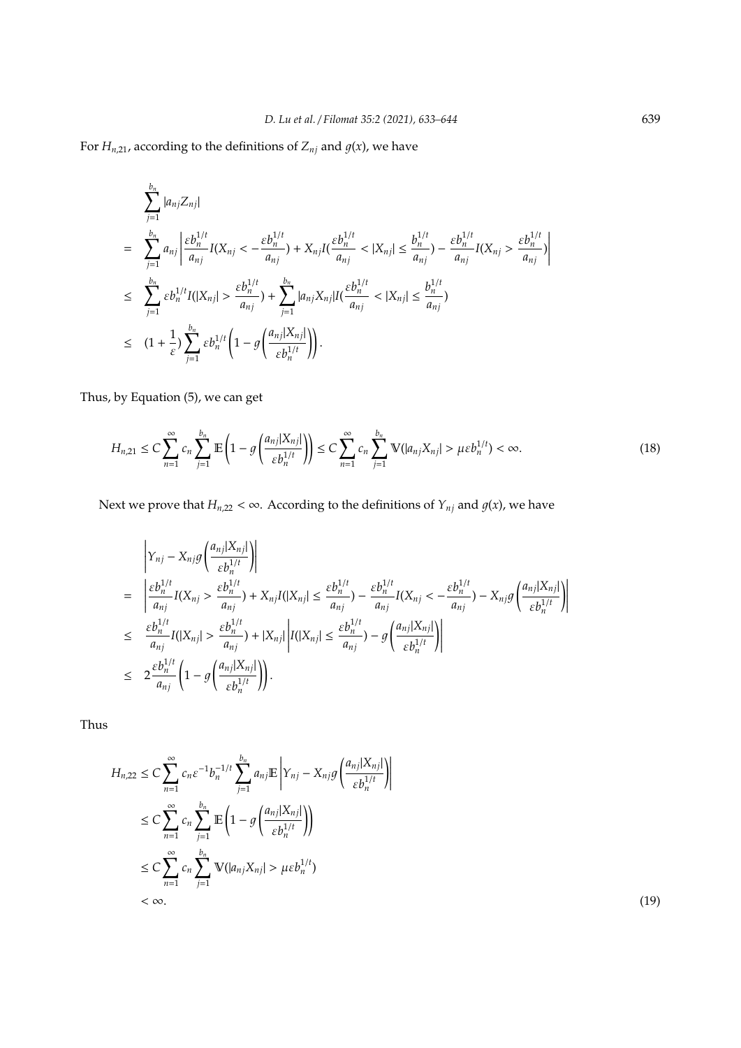For $H_{n,21}$, according to the definitions of $Z_{nj}$ and $g(x)$, we have

$$
\begin{aligned}
&\sum_{j=1}^{b_n} |a_{nj} Z_{nj}| \\
= &\sum_{j=1}^{b_n} a_{nj} \left| \frac{\varepsilon b_n^{1/t}}{a_{nj}} I(X_{nj} < -\frac{\varepsilon b_n^{1/t}}{a_{nj}}) + X_{nj} I(\frac{\varepsilon b_n^{1/t}}{a_{nj}} < |X_{nj}| \le \frac{b_n^{1/t}}{a_{nj}}) - \frac{\varepsilon b_n^{1/t}}{a_{nj}} I(X_{nj} > \frac{\varepsilon b_n^{1/t}}{a_{nj}}) \right| \\
\le &\sum_{j=1}^{b_n} \varepsilon b_n^{1/t} I(|X_{nj}| > \frac{\varepsilon b_n^{1/t}}{a_{nj}}) + \sum_{j=1}^{b_n} |a_{nj} X_{nj}| I(\frac{\varepsilon b_n^{1/t}}{a_{nj}} < |X_{nj}| \le \frac{b_n^{1/t}}{a_{nj}}) \\
\le &(1 + \frac{1}{\varepsilon}) \sum_{j=1}^{b_n} \varepsilon b_n^{1/t} \left(1 - g\left(\frac{a_{nj}|X_{nj}|}{\varepsilon b_n^{1/t}}\right)\right).
\end{aligned}
$$

Thus, by Equation (5), we can get

$$
H_{n,21} \le C \sum_{n=1}^{\infty} c_n \sum_{j=1}^{b_n} \mathbb{E}\left(1 - g\left(\frac{a_{nj}|X_{nj}|}{\varepsilon b_n^{1/t}}\right)\right) \le C \sum_{n=1}^{\infty} c_n \sum_{j=1}^{b_n} \mathbb{V}(|a_{nj} X_{nj}| > \mu \varepsilon b_n^{1/t}) < \infty. \tag{18}
$$

Next we prove that $H_{n,22} < \infty$. According to the definitions of $Y_{nj}$ and $g(x)$, we have

$$
\begin{aligned}
&\left| Y_{nj} - X_{nj} g\left(\frac{a_{nj}|X_{nj}|}{\varepsilon b_n^{1/t}}\right) \right| \\
= &\left| \frac{\varepsilon b_n^{1/t}}{a_{nj}} I(X_{nj} > \frac{\varepsilon b_n^{1/t}}{a_{nj}}) + X_{nj} I(|X_{nj}| \le \frac{\varepsilon b_n^{1/t}}{a_{nj}}) - \frac{\varepsilon b_n^{1/t}}{a_{nj}} I(X_{nj} < -\frac{\varepsilon b_n^{1/t}}{a_{nj}}) - X_{nj} g\left(\frac{a_{nj}|X_{nj}|}{\varepsilon b_n^{1/t}}\right) \right| \\
\le &\frac{\varepsilon b_n^{1/t}}{a_{nj}} I(|X_{nj}| > \frac{\varepsilon b_n^{1/t}}{a_{nj}}) + |X_{nj}| \left| I(|X_{nj}| \le \frac{\varepsilon b_n^{1/t}}{a_{nj}}) - g\left(\frac{a_{nj}|X_{nj}|}{\varepsilon b_n^{1/t}}\right) \right| \\
\le &2 \frac{\varepsilon b_n^{1/t}}{a_{nj}} \left(1 - g\left(\frac{a_{nj}|X_{nj}|}{\varepsilon b_n^{1/t}}\right)\right).
\end{aligned}
$$

Thus

$$
\begin{aligned}
H_{n,22} &\le C \sum_{n=1}^{\infty} c_n \varepsilon^{-1} b_n^{-1/t} \sum_{j=1}^{b_n} a_{nj} \mathbb{E} \left| Y_{nj} - X_{nj} g\left(\frac{a_{nj}|X_{nj}|}{\varepsilon b_n^{1/t}}\right) \right| \\
&\le C \sum_{n=1}^{\infty} c_n \sum_{j=1}^{b_n} \mathbb{E}\left(1 - g\left(\frac{a_{nj}|X_{nj}|}{\varepsilon b_n^{1/t}}\right)\right) \\
&\le C \sum_{n=1}^{\infty} c_n \sum_{j=1}^{b_n} \mathbb{V}(|a_{nj} X_{nj}| > \mu \varepsilon b_n^{1/t}) \\
&< \infty.
\end{aligned} \tag{19}
$$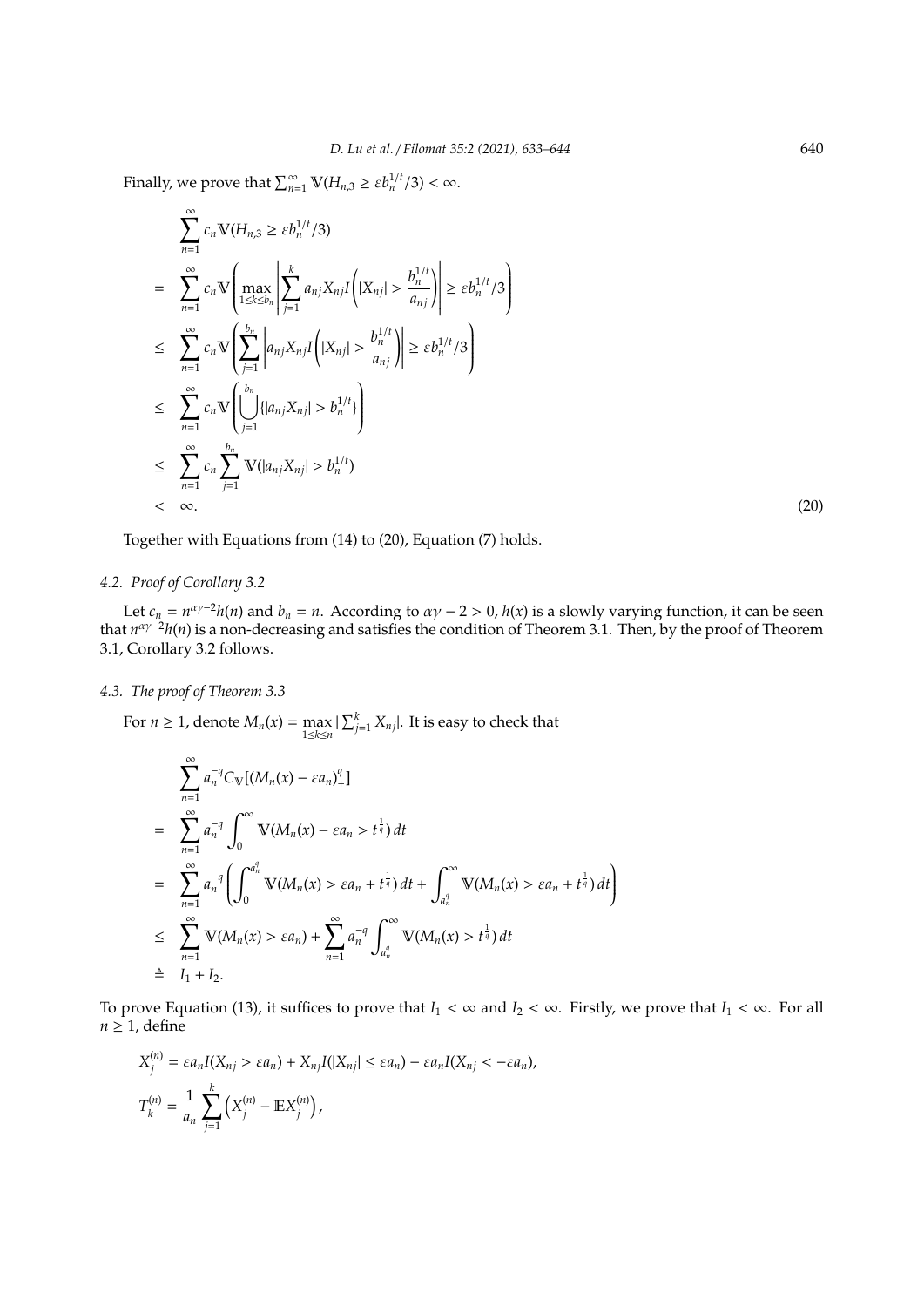Finally, we prove that $\sum_{n=1}^{\infty} \mathbb{V}(H_{n,3} \geq \varepsilon b_n^{1/t}/3) < \infty$.

$$
\begin{aligned}
& \sum_{n=1}^{\infty} c_n \mathbb{V}(H_{n,3} \geq \varepsilon b_n^{1/t}/3) \\
= & \sum_{n=1}^{\infty} c_n \mathbb{V}\left( \max_{1\leq k\leq b_n} \left| \sum_{j=1}^{k} a_{nj} X_{nj} I\left( |X_{nj}| > \frac{b_n^{1/t}}{a_{nj}} \right) \right| \geq \varepsilon b_n^{1/t}/3 \right) \\
\leq & \sum_{n=1}^{\infty} c_n \mathbb{V}\left( \sum_{j=1}^{b_n} \left| a_{nj} X_{nj} I\left( |X_{nj}| > \frac{b_n^{1/t}}{a_{nj}} \right) \right| \geq \varepsilon b_n^{1/t}/3 \right) \\
\leq & \sum_{n=1}^{\infty} c_n \mathbb{V}\left( \bigcup_{j=1}^{b_n} \{ |a_{nj} X_{nj}| > b_n^{1/t} \} \right) \\
\leq & \sum_{n=1}^{\infty} c_n \sum_{j=1}^{b_n} \mathbb{V}(|a_{nj} X_{nj}| > b_n^{1/t}) \\
< & \infty.
\end{aligned} \tag{20}
$$

Together with Equations from (14) to (20), Equation (7) holds.

### 4.2. Proof of Corollary 3.2

Let $c_n = n^{\alpha\gamma-2}h(n)$ and $b_n = n$. According to $\alpha\gamma - 2 > 0$, $h(x)$ is a slowly varying function, it can be seen that $n^{\alpha\gamma-2}h(n)$ is a non-decreasing and satisfies the condition of Theorem 3.1. Then, by the proof of Theorem 3.1, Corollary 3.2 follows.

### 4.3. The proof of Theorem 3.3

For $n \geq 1$, denote $M_n(x) = \max_{1\leq k\leq n} |\sum_{j=1}^{k} X_{nj}|$. It is easy to check that

$$
\begin{aligned}
& \sum_{n=1}^{\infty} a_n^{-q} C_{\mathbb{V}}[(M_n(x) - \varepsilon a_n)_+^q] \\
= & \sum_{n=1}^{\infty} a_n^{-q} \int_0^{\infty} \mathbb{V}(M_n(x) - \varepsilon a_n > t^{\frac{1}{q}})\, dt \\
= & \sum_{n=1}^{\infty} a_n^{-q} \left( \int_0^{a_n^q} \mathbb{V}(M_n(x) > \varepsilon a_n + t^{\frac{1}{q}})\, dt + \int_{a_n^q}^{\infty} \mathbb{V}(M_n(x) > \varepsilon a_n + t^{\frac{1}{q}})\, dt \right) \\
\leq & \sum_{n=1}^{\infty} \mathbb{V}(M_n(x) > \varepsilon a_n) + \sum_{n=1}^{\infty} a_n^{-q} \int_{a_n^q}^{\infty} \mathbb{V}(M_n(x) > t^{\frac{1}{q}})\, dt \\
\triangleq & \; I_1 + I_2.
\end{aligned}
$$

To prove Equation (13), it suffices to prove that $I_1 < \infty$ and $I_2 < \infty$. Firstly, we prove that $I_1 < \infty$. For all $n \geq 1$, define

$$
X_j^{(n)} = \varepsilon a_n I(X_{nj} > \varepsilon a_n) + X_{nj} I(|X_{nj}| \leq \varepsilon a_n) - \varepsilon a_n I(X_{nj} < -\varepsilon a_n),
$$

$$
T_k^{(n)} = \frac{1}{a_n} \sum_{j=1}^{k} \left( X_j^{(n)} - \mathbb{E} X_j^{(n)} \right),
$$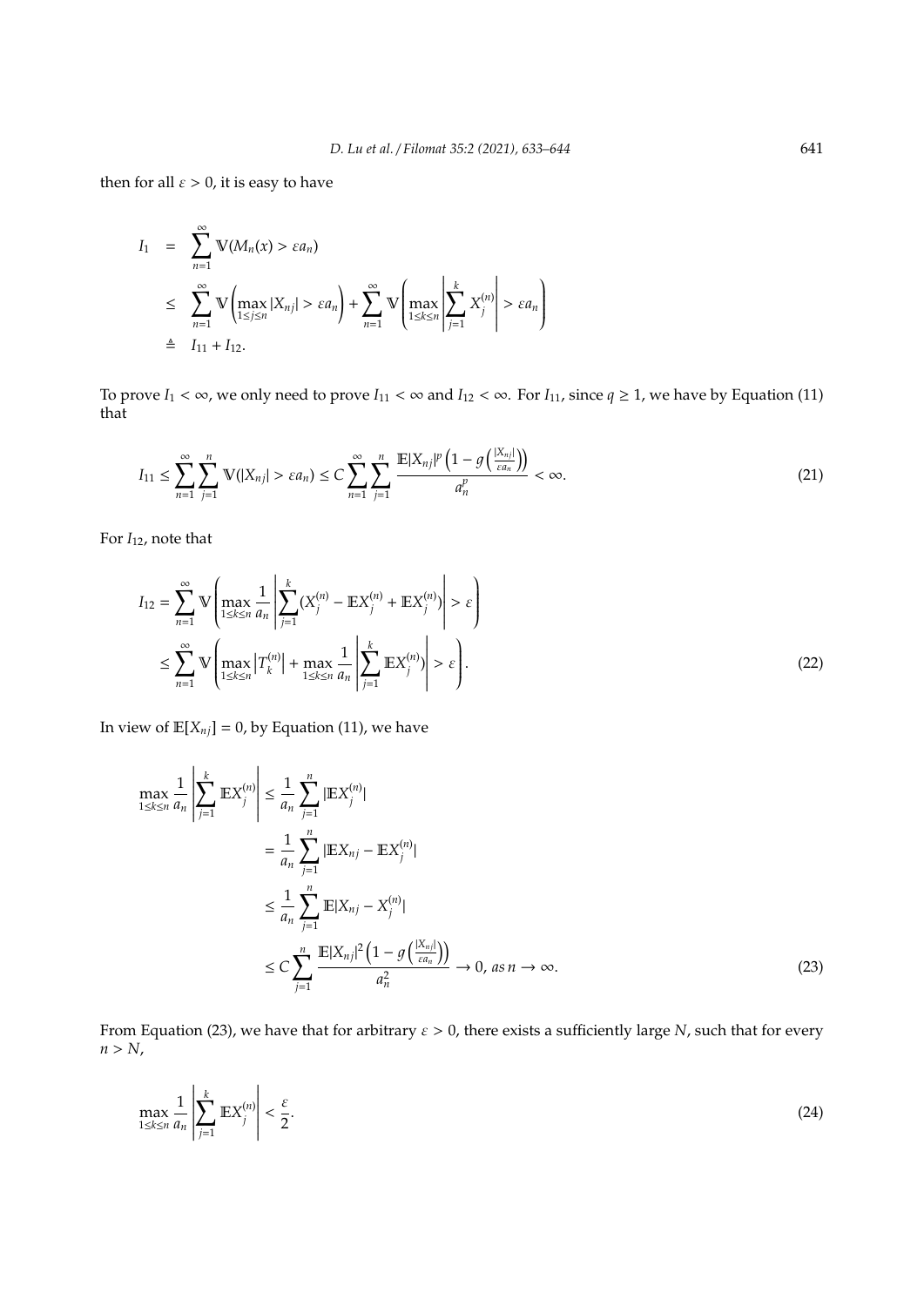then for all $\varepsilon > 0$, it is easy to have

$$
\begin{aligned}
I_1 &= \sum_{n=1}^{\infty} \mathbb{V}(M_n(x) > \varepsilon a_n) \\
&\leq \sum_{n=1}^{\infty} \mathbb{V}\left(\max_{1\leq j\leq n} |X_{nj}| > \varepsilon a_n\right) + \sum_{n=1}^{\infty} \mathbb{V}\left(\max_{1\leq k\leq n} \left|\sum_{j=1}^{k} X_j^{(n)}\right| > \varepsilon a_n\right) \\
&\triangleq I_{11} + I_{12}.
\end{aligned}
$$

To prove $I_1 < \infty$, we only need to prove $I_{11} < \infty$ and $I_{12} < \infty$. For $I_{11}$, since $q \geq 1$, we have by Equation (11) that

$$
I_{11} \leq \sum_{n=1}^{\infty} \sum_{j=1}^{n} \mathbb{V}(|X_{nj}| > \varepsilon a_n) \leq C \sum_{n=1}^{\infty} \sum_{j=1}^{n} \frac{\mathbb{E}|X_{nj}|^p \left(1 - g\left(\frac{|X_{nj}|}{\varepsilon a_n}\right)\right)}{a_n^p} < \infty. \tag{21}
$$

For $I_{12}$, note that

$$
\begin{aligned}
I_{12} &= \sum_{n=1}^{\infty} \mathbb{V}\left(\max_{1\leq k\leq n} \frac{1}{a_n} \left|\sum_{j=1}^{k} (X_j^{(n)} - \mathbb{E}X_j^{(n)} + \mathbb{E}X_j^{(n)})\right| > \varepsilon\right) \\
&\leq \sum_{n=1}^{\infty} \mathbb{V}\left(\max_{1\leq k\leq n} \left|T_k^{(n)}\right| + \max_{1\leq k\leq n} \frac{1}{a_n} \left|\sum_{j=1}^{k} \mathbb{E}X_j^{(n)})\right| > \varepsilon\right).
\end{aligned} \tag{22}
$$

In view of $\mathbb{E}[X_{nj}] = 0$, by Equation (11), we have

$$
\begin{aligned}
\max_{1\leq k\leq n} \frac{1}{a_n} \left|\sum_{j=1}^{k} \mathbb{E}X_j^{(n)}\right| &\leq \frac{1}{a_n} \sum_{j=1}^{n} |\mathbb{E}X_j^{(n)}| \\
&= \frac{1}{a_n} \sum_{j=1}^{n} |\mathbb{E}X_{nj} - \mathbb{E}X_j^{(n)}| \\
&\leq \frac{1}{a_n} \sum_{j=1}^{n} \mathbb{E}|X_{nj} - X_j^{(n)}| \\
&\leq C \sum_{j=1}^{n} \frac{\mathbb{E}|X_{nj}|^2 \left(1 - g\left(\frac{|X_{nj}|}{\varepsilon a_n}\right)\right)}{a_n^2} \to 0, \text{ as } n \to \infty.
\end{aligned} \tag{23}
$$

From Equation (23), we have that for arbitrary $\varepsilon > 0$, there exists a sufficiently large $N$, such that for every $n > N$,

$$
\max_{1\leq k\leq n} \frac{1}{a_n} \left|\sum_{j=1}^{k} \mathbb{E}X_j^{(n)}\right| < \frac{\varepsilon}{2}. \tag{24}
$$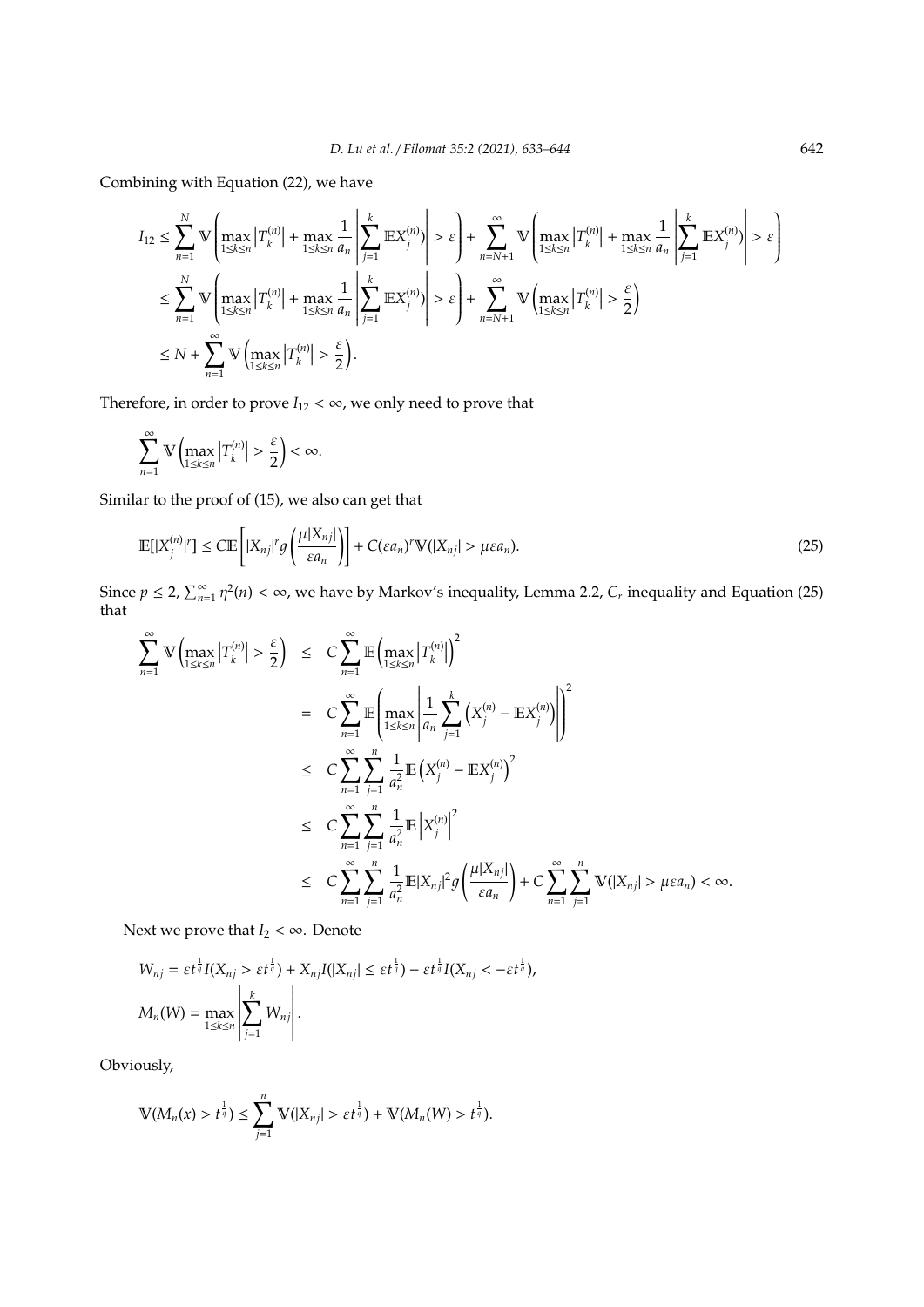Combining with Equation (22), we have

$$
\begin{aligned}
I_{12} &\leq \sum_{n=1}^{N} \mathbb{V}\left(\max_{1\leq k\leq n}\left|T_k^{(n)}\right| + \max_{1\leq k\leq n}\frac{1}{a_n}\left|\sum_{j=1}^{k}\mathbb{E}X_j^{(n)})\right| > \varepsilon\right) + \sum_{n=N+1}^{\infty} \mathbb{V}\left(\max_{1\leq k\leq n}\left|T_k^{(n)}\right| + \max_{1\leq k\leq n}\frac{1}{a_n}\left|\sum_{j=1}^{k}\mathbb{E}X_j^{(n)})\right| > \varepsilon\right) \\
&\leq \sum_{n=1}^{N} \mathbb{V}\left(\max_{1\leq k\leq n}\left|T_k^{(n)}\right| + \max_{1\leq k\leq n}\frac{1}{a_n}\left|\sum_{j=1}^{k}\mathbb{E}X_j^{(n)})\right| > \varepsilon\right) + \sum_{n=N+1}^{\infty} \mathbb{V}\left(\max_{1\leq k\leq n}\left|T_k^{(n)}\right| > \frac{\varepsilon}{2}\right) \\
&\leq N + \sum_{n=1}^{\infty} \mathbb{V}\left(\max_{1\leq k\leq n}\left|T_k^{(n)}\right| > \frac{\varepsilon}{2}\right).
\end{aligned}
$$

Therefore, in order to prove $I_{12} < \infty$, we only need to prove that

$$
\sum_{n=1}^{\infty} \mathbb{V}\left(\max_{1\leq k\leq n}\left|T_k^{(n)}\right| > \frac{\varepsilon}{2}\right) < \infty.
$$

Similar to the proof of (15), we also can get that

$$
\mathbb{E}[|X_j^{(n)}|^r] \leq C\mathbb{E}\left[|X_{nj}|^r g\left(\frac{\mu|X_{nj}|}{\varepsilon a_n}\right)\right] + C(\varepsilon a_n)^r \mathbb{V}(|X_{nj}| > \mu\varepsilon a_n). \tag{25}
$$

Since $p \leq 2$, $\sum_{n=1}^{\infty}\eta^2(n) < \infty$, we have by Markov's inequality, Lemma 2.2, $C_r$ inequality and Equation (25) that

$$
\begin{aligned}
\sum_{n=1}^{\infty} \mathbb{V}\left(\max_{1\leq k\leq n}\left|T_k^{(n)}\right| > \frac{\varepsilon}{2}\right) &\leq C\sum_{n=1}^{\infty}\mathbb{E}\left(\max_{1\leq k\leq n}\left|T_k^{(n)}\right|\right)^2 \\
&= C\sum_{n=1}^{\infty}\mathbb{E}\left(\max_{1\leq k\leq n}\left|\frac{1}{a_n}\sum_{j=1}^{k}\left(X_j^{(n)} - \mathbb{E}X_j^{(n)}\right)\right|\right)^2 \\
&\leq C\sum_{n=1}^{\infty}\sum_{j=1}^{n}\frac{1}{a_n^2}\mathbb{E}\left(X_j^{(n)} - \mathbb{E}X_j^{(n)}\right)^2 \\
&\leq C\sum_{n=1}^{\infty}\sum_{j=1}^{n}\frac{1}{a_n^2}\mathbb{E}\left|X_j^{(n)}\right|^2 \\
&\leq C\sum_{n=1}^{\infty}\sum_{j=1}^{n}\frac{1}{a_n^2}\mathbb{E}|X_{nj}|^2 g\left(\frac{\mu|X_{nj}|}{\varepsilon a_n}\right) + C\sum_{n=1}^{\infty}\sum_{j=1}^{n}\mathbb{V}(|X_{nj}| > \mu\varepsilon a_n) < \infty.
\end{aligned}
$$

Next we prove that $I_2 < \infty$. Denote

$$
\begin{aligned}
&W_{nj} = \varepsilon t^{\frac{1}{q}} I(X_{nj} > \varepsilon t^{\frac{1}{q}}) + X_{nj} I(|X_{nj}| \leq \varepsilon t^{\frac{1}{q}}) - \varepsilon t^{\frac{1}{q}} I(X_{nj} < -\varepsilon t^{\frac{1}{q}}), \\
&M_n(W) = \max_{1\leq k\leq n}\left|\sum_{j=1}^{k} W_{nj}\right|.
\end{aligned}
$$

Obviously,

$$
\mathbb{V}(M_n(x) > t^{\frac{1}{q}}) \leq \sum_{j=1}^{n}\mathbb{V}(|X_{nj}| > \varepsilon t^{\frac{1}{q}}) + \mathbb{V}(M_n(W) > t^{\frac{1}{q}}).
$$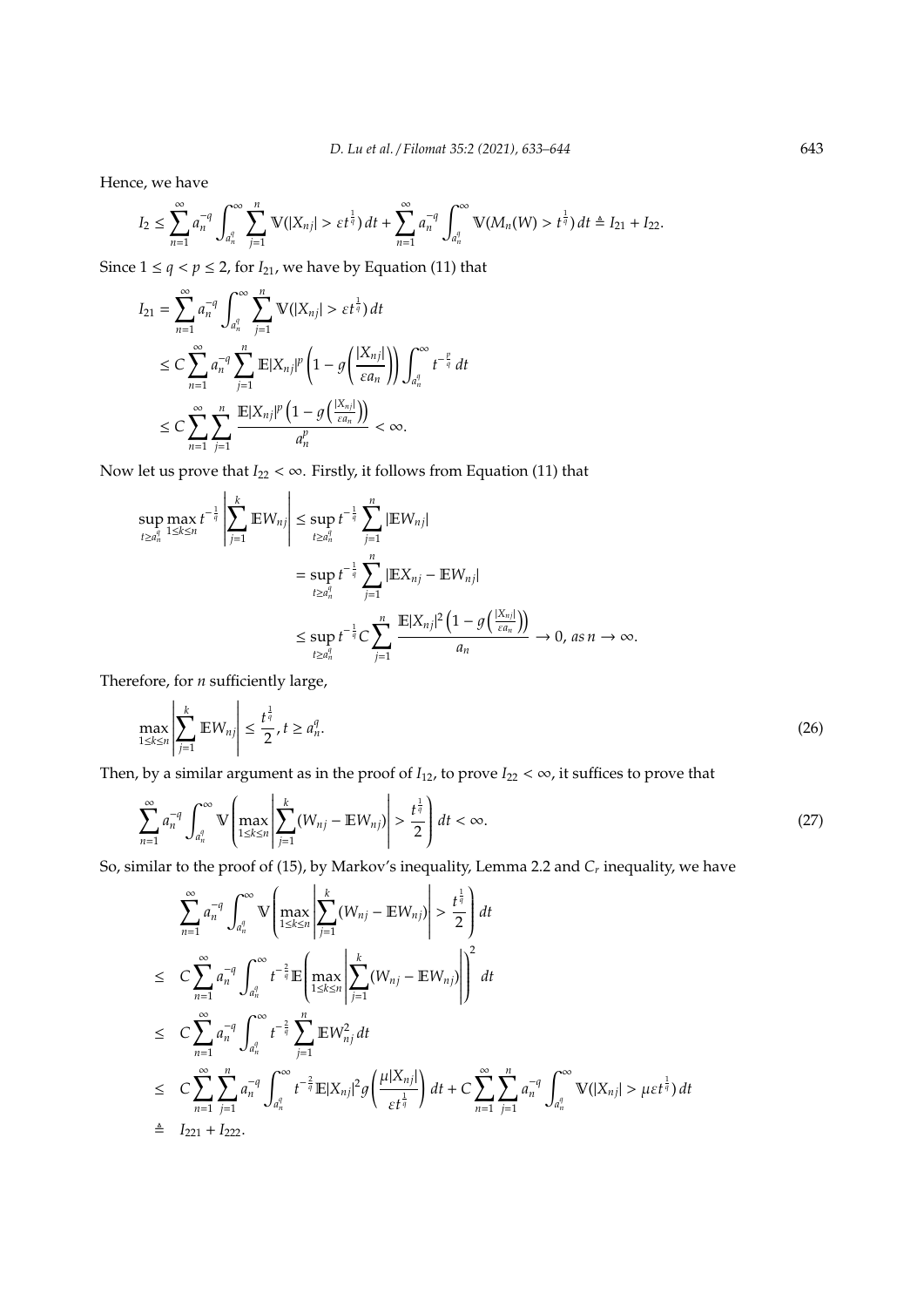Hence, we have

$$I_2 \leq \sum_{n=1}^{\infty} a_n^{-q} \int_{a_n^q}^{\infty} \sum_{j=1}^{n} \mathbb{V}(|X_{nj}| > \varepsilon t^{\frac{1}{q}})\, dt + \sum_{n=1}^{\infty} a_n^{-q} \int_{a_n^q}^{\infty} \mathbb{V}(M_n(W) > t^{\frac{1}{q}})\, dt \triangleq I_{21} + I_{22}.$$

Since $1 \leq q < p \leq 2$, for $I_{21}$, we have by Equation (11) that

$$\begin{aligned}
I_{21} &= \sum_{n=1}^{\infty} a_n^{-q} \int_{a_n^q}^{\infty} \sum_{j=1}^{n} \mathbb{V}(|X_{nj}| > \varepsilon t^{\frac{1}{q}})\, dt \\
&\leq C \sum_{n=1}^{\infty} a_n^{-q} \sum_{j=1}^{n} \mathbb{E}|X_{nj}|^p \left(1 - g\left(\frac{|X_{nj}|}{\varepsilon a_n}\right)\right) \int_{a_n^q}^{\infty} t^{-\frac{p}{q}}\, dt \\
&\leq C \sum_{n=1}^{\infty} \sum_{j=1}^{n} \frac{\mathbb{E}|X_{nj}|^p \left(1 - g\left(\frac{|X_{nj}|}{\varepsilon a_n}\right)\right)}{a_n^p} < \infty.
\end{aligned}$$

Now let us prove that $I_{22} < \infty$. Firstly, it follows from Equation (11) that

$$\begin{aligned}
\sup_{t \geq a_n^q} \max_{1 \leq k \leq n} t^{-\frac{1}{q}} \left| \sum_{j=1}^{k} \mathbb{E}W_{nj} \right| &\leq \sup_{t \geq a_n^q} t^{-\frac{1}{q}} \sum_{j=1}^{n} |\mathbb{E}W_{nj}| \\
&= \sup_{t \geq a_n^q} t^{-\frac{1}{q}} \sum_{j=1}^{n} |\mathbb{E}X_{nj} - \mathbb{E}W_{nj}| \\
&\leq \sup_{t \geq a_n^q} t^{-\frac{1}{q}} C \sum_{j=1}^{n} \frac{\mathbb{E}|X_{nj}|^2 \left(1 - g\left(\frac{|X_{nj}|}{\varepsilon a_n}\right)\right)}{a_n} \to 0, \; as\; n \to \infty.
\end{aligned}$$

Therefore, for $n$ sufficiently large,

$$\max_{1 \leq k \leq n} \left| \sum_{j=1}^{k} \mathbb{E}W_{nj} \right| \leq \frac{t^{\frac{1}{q}}}{2}, t \geq a_n^q. \tag{26}$$

Then, by a similar argument as in the proof of $I_{12}$, to prove $I_{22} < \infty$, it suffices to prove that

$$\sum_{n=1}^{\infty} a_n^{-q} \int_{a_n^q}^{\infty} \mathbb{V}\left( \max_{1 \leq k \leq n} \left| \sum_{j=1}^{k} (W_{nj} - \mathbb{E}W_{nj}) \right| > \frac{t^{\frac{1}{q}}}{2} \right) dt < \infty. \tag{27}$$

So, similar to the proof of (15), by Markov's inequality, Lemma 2.2 and $C_r$ inequality, we have

$$\begin{aligned}
& \sum_{n=1}^{\infty} a_n^{-q} \int_{a_n^q}^{\infty} \mathbb{V}\left( \max_{1 \leq k \leq n} \left| \sum_{j=1}^{k} (W_{nj} - \mathbb{E}W_{nj}) \right| > \frac{t^{\frac{1}{q}}}{2} \right) dt \\
\leq\; & C \sum_{n=1}^{\infty} a_n^{-q} \int_{a_n^q}^{\infty} t^{-\frac{2}{q}} \mathbb{E}\left( \max_{1 \leq k \leq n} \left| \sum_{j=1}^{k} (W_{nj} - \mathbb{E}W_{nj}) \right| \right)^2 dt \\
\leq\; & C \sum_{n=1}^{\infty} a_n^{-q} \int_{a_n^q}^{\infty} t^{-\frac{2}{q}} \sum_{j=1}^{n} \mathbb{E}W_{nj}^2\, dt \\
\leq\; & C \sum_{n=1}^{\infty} \sum_{j=1}^{n} a_n^{-q} \int_{a_n^q}^{\infty} t^{-\frac{2}{q}} \mathbb{E}|X_{nj}|^2 g\left(\frac{\mu |X_{nj}|}{\varepsilon t^{\frac{1}{q}}}\right) dt + C \sum_{n=1}^{\infty} \sum_{j=1}^{n} a_n^{-q} \int_{a_n^q}^{\infty} \mathbb{V}(|X_{nj}| > \mu \varepsilon t^{\frac{1}{q}})\, dt \\
\triangleq\; & I_{221} + I_{222}.
\end{aligned}$$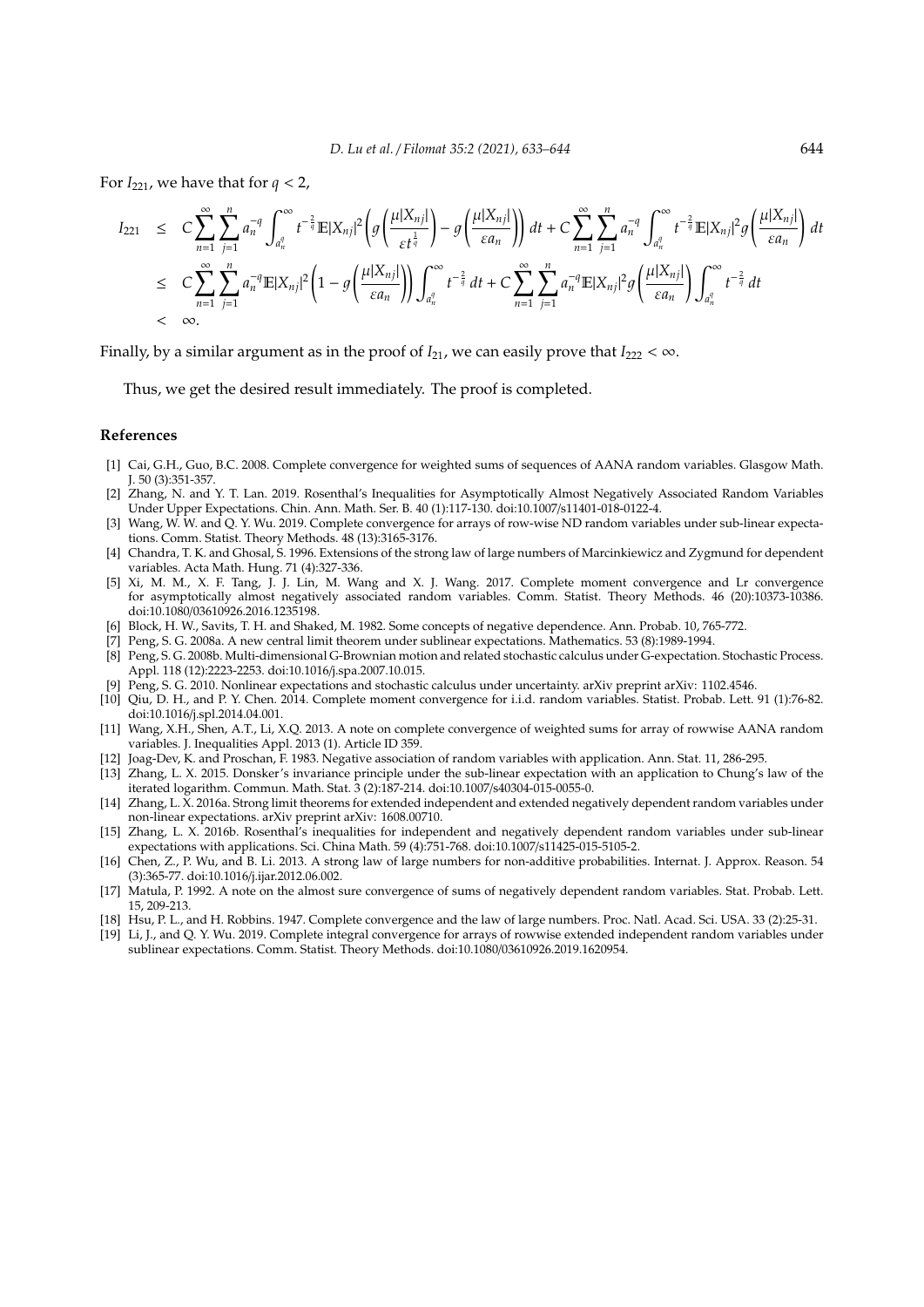For $I_{221}$, we have that for $q < 2$,

$$
\begin{aligned}
I_{221} &\leq C\sum_{n=1}^{\infty}\sum_{j=1}^{n} a_n^{-q}\int_{a_n^q}^{\infty} t^{-\frac{2}{q}}\mathbb{E}|X_{nj}|^2\left(g\left(\frac{\mu|X_{nj}|}{\varepsilon t^{\frac{1}{q}}}\right)-g\left(\frac{\mu|X_{nj}|}{\varepsilon a_n}\right)\right)dt + C\sum_{n=1}^{\infty}\sum_{j=1}^{n} a_n^{-q}\int_{a_n^q}^{\infty} t^{-\frac{2}{q}}\mathbb{E}|X_{nj}|^2 g\left(\frac{\mu|X_{nj}|}{\varepsilon a_n}\right)dt \\
&\leq C\sum_{n=1}^{\infty}\sum_{j=1}^{n} a_n^{-q}\mathbb{E}|X_{nj}|^2\left(1-g\left(\frac{\mu|X_{nj}|}{\varepsilon a_n}\right)\right)\int_{a_n^q}^{\infty} t^{-\frac{2}{q}}\,dt + C\sum_{n=1}^{\infty}\sum_{j=1}^{n} a_n^{-q}\mathbb{E}|X_{nj}|^2 g\left(\frac{\mu|X_{nj}|}{\varepsilon a_n}\right)\int_{a_n^q}^{\infty} t^{-\frac{2}{q}}\,dt \\
&< \infty.
\end{aligned}
$$

Finally, by a similar argument as in the proof of $I_{21}$, we can easily prove that $I_{222} < \infty$.

Thus, we get the desired result immediately. The proof is completed.

## References

[1] Cai, G.H., Guo, B.C. 2008. Complete convergence for weighted sums of sequences of AANA random variables. Glasgow Math. J. 50 (3):351-357.

[2] Zhang, N. and Y. T. Lan. 2019. Rosenthal's Inequalities for Asymptotically Almost Negatively Associated Random Variables Under Upper Expectations. Chin. Ann. Math. Ser. B. 40 (1):117-130. doi:10.1007/s11401-018-0122-4.

[3] Wang, W. W. and Q. Y. Wu. 2019. Complete convergence for arrays of row-wise ND random variables under sub-linear expectations. Comm. Statist. Theory Methods. 48 (13):3165-3176.

[4] Chandra, T. K. and Ghosal, S. 1996. Extensions of the strong law of large numbers of Marcinkiewicz and Zygmund for dependent variables. Acta Math. Hung. 71 (4):327-336.

[5] Xi, M. M., X. F. Tang, J. J. Lin, M. Wang and X. J. Wang. 2017. Complete moment convergence and Lr convergence for asymptotically almost negatively associated random variables. Comm. Statist. Theory Methods. 46 (20):10373-10386. doi:10.1080/03610926.2016.1235198.

[6] Block, H. W., Savits, T. H. and Shaked, M. 1982. Some concepts of negative dependence. Ann. Probab. 10, 765-772.

[7] Peng, S. G. 2008a. A new central limit theorem under sublinear expectations. Mathematics. 53 (8):1989-1994.

[8] Peng, S. G. 2008b. Multi-dimensional G-Brownian motion and related stochastic calculus under G-expectation. Stochastic Process. Appl. 118 (12):2223-2253. doi:10.1016/j.spa.2007.10.015.

[9] Peng, S. G. 2010. Nonlinear expectations and stochastic calculus under uncertainty. arXiv preprint arXiv: 1102.4546.

[10] Qiu, D. H., and P. Y. Chen. 2014. Complete moment convergence for i.i.d. random variables. Statist. Probab. Lett. 91 (1):76-82. doi:10.1016/j.spl.2014.04.001.

[11] Wang, X.H., Shen, A.T., Li, X.Q. 2013. A note on complete convergence of weighted sums for array of rowwise AANA random variables. J. Inequalities Appl. 2013 (1). Article ID 359.

[12] Joag-Dev, K. and Proschan, F. 1983. Negative association of random variables with application. Ann. Stat. 11, 286-295.

[13] Zhang, L. X. 2015. Donsker's invariance principle under the sub-linear expectation with an application to Chung's law of the iterated logarithm. Commun. Math. Stat. 3 (2):187-214. doi:10.1007/s40304-015-0055-0.

[14] Zhang, L. X. 2016a. Strong limit theorems for extended independent and extended negatively dependent random variables under non-linear expectations. arXiv preprint arXiv: 1608.00710.

[15] Zhang, L. X. 2016b. Rosenthal's inequalities for independent and negatively dependent random variables under sub-linear expectations with applications. Sci. China Math. 59 (4):751-768. doi:10.1007/s11425-015-5105-2.

[16] Chen, Z., P. Wu, and B. Li. 2013. A strong law of large numbers for non-additive probabilities. Internat. J. Approx. Reason. 54 (3):365-77. doi:10.1016/j.ijar.2012.06.002.

[17] Matula, P. 1992. A note on the almost sure convergence of sums of negatively dependent random variables. Stat. Probab. Lett. 15, 209-213.

[18] Hsu, P. L., and H. Robbins. 1947. Complete convergence and the law of large numbers. Proc. Natl. Acad. Sci. USA. 33 (2):25-31.

[19] Li, J., and Q. Y. Wu. 2019. Complete integral convergence for arrays of rowwise extended independent random variables under sublinear expectations. Comm. Statist. Theory Methods. doi:10.1080/03610926.2019.1620954.